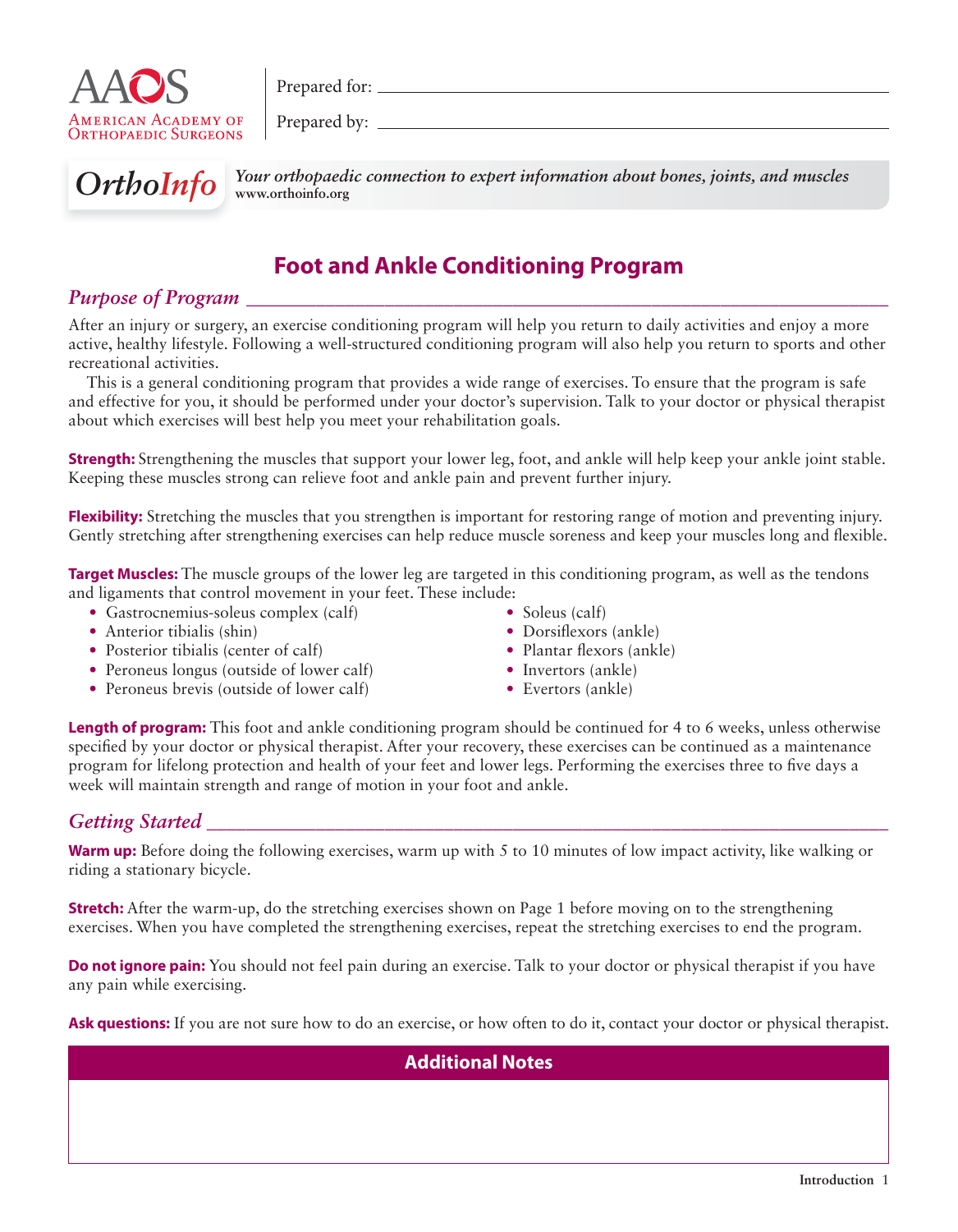AAOS
American Academy of Orthopaedic Surgeons

Prepared for: ______________________________

Prepared by: ______________________________

*OrthoInfo* *Your orthopaedic connection to expert information about bones, joints, and muscles*
**www.orthoinfo.org**

# Foot and Ankle Conditioning Program

## *Purpose of Program*

After an injury or surgery, an exercise conditioning program will help you return to daily activities and enjoy a more active, healthy lifestyle. Following a well-structured conditioning program will also help you return to sports and other recreational activities.

This is a general conditioning program that provides a wide range of exercises. To ensure that the program is safe and effective for you, it should be performed under your doctor's supervision. Talk to your doctor or physical therapist about which exercises will best help you meet your rehabilitation goals.

**Strength:** Strengthening the muscles that support your lower leg, foot, and ankle will help keep your ankle joint stable. Keeping these muscles strong can relieve foot and ankle pain and prevent further injury.

**Flexibility:** Stretching the muscles that you strengthen is important for restoring range of motion and preventing injury. Gently stretching after strengthening exercises can help reduce muscle soreness and keep your muscles long and flexible.

**Target Muscles:** The muscle groups of the lower leg are targeted in this conditioning program, as well as the tendons and ligaments that control movement in your feet. These include:

- Gastrocnemius-soleus complex (calf)
- Anterior tibialis (shin)
- Posterior tibialis (center of calf)
- Peroneus longus (outside of lower calf)
- Peroneus brevis (outside of lower calf)
- Soleus (calf)
- Dorsiflexors (ankle)
- Plantar flexors (ankle)
- Invertors (ankle)
- Evertors (ankle)

**Length of program:** This foot and ankle conditioning program should be continued for 4 to 6 weeks, unless otherwise specified by your doctor or physical therapist. After your recovery, these exercises can be continued as a maintenance program for lifelong protection and health of your feet and lower legs. Performing the exercises three to five days a week will maintain strength and range of motion in your foot and ankle.

## *Getting Started*

**Warm up:** Before doing the following exercises, warm up with 5 to 10 minutes of low impact activity, like walking or riding a stationary bicycle.

**Stretch:** After the warm-up, do the stretching exercises shown on Page 1 before moving on to the strengthening exercises. When you have completed the strengthening exercises, repeat the stretching exercises to end the program.

**Do not ignore pain:** You should not feel pain during an exercise. Talk to your doctor or physical therapist if you have any pain while exercising.

**Ask questions:** If you are not sure how to do an exercise, or how often to do it, contact your doctor or physical therapist.

| Additional Notes |
|---|
| |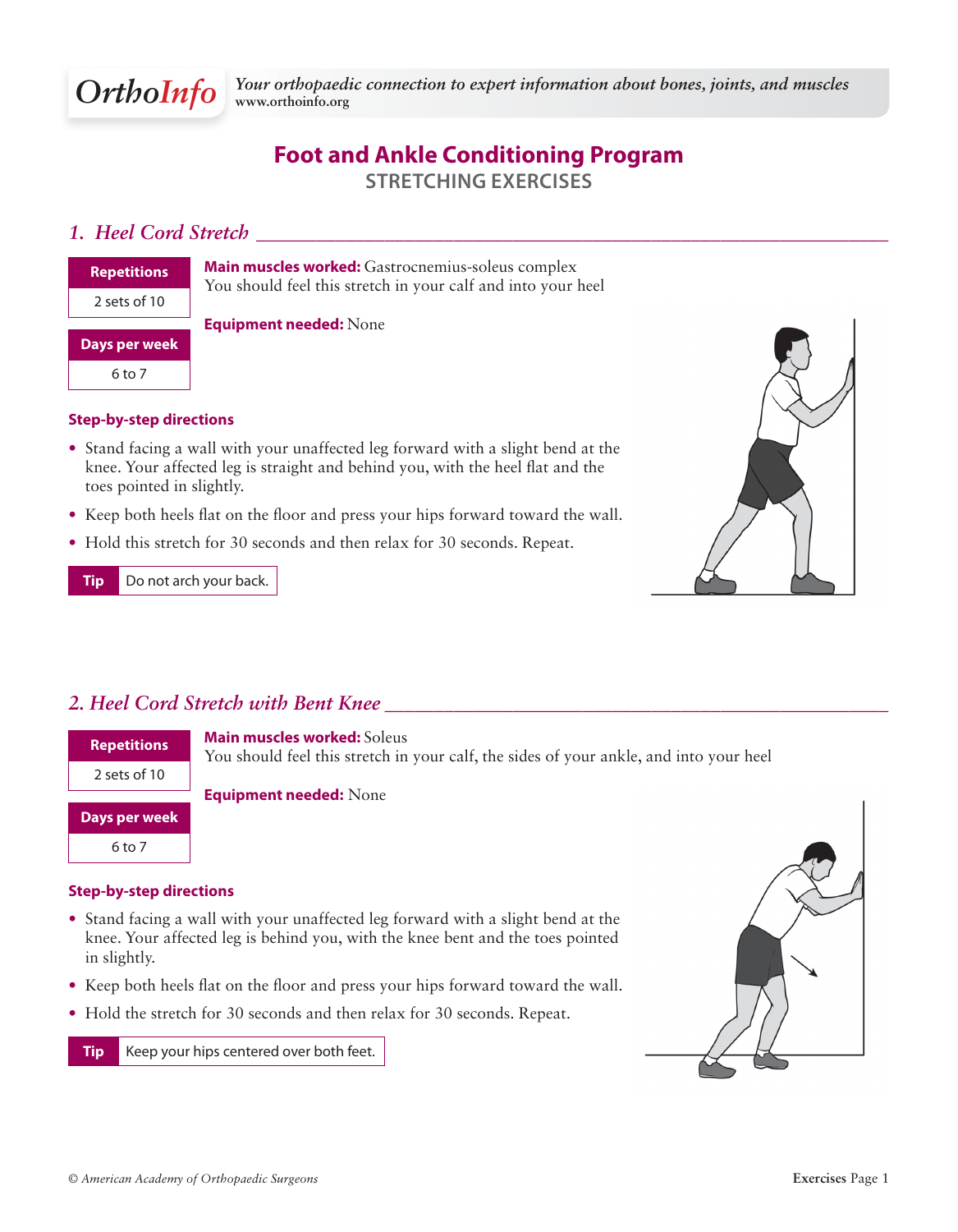# Foot and Ankle Conditioning Program

## STRETCHING EXERCISES

### *1. Heel Cord Stretch*

| Repetitions |
| --- |
| 2 sets of 10 |

| Days per week |
| --- |
| 6 to 7 |

**Main muscles worked:** Gastrocnemius-soleus complex
You should feel this stretch in your calf and into your heel

**Equipment needed:** None

**Step-by-step directions**

- Stand facing a wall with your unaffected leg forward with a slight bend at the knee. Your affected leg is straight and behind you, with the heel flat and the toes pointed in slightly.
- Keep both heels flat on the floor and press your hips forward toward the wall.
- Hold this stretch for 30 seconds and then relax for 30 seconds. Repeat.

**Tip** Do not arch your back.

### *2. Heel Cord Stretch with Bent Knee*

| Repetitions |
| --- |
| 2 sets of 10 |

| Days per week |
| --- |
| 6 to 7 |

**Main muscles worked:** Soleus
You should feel this stretch in your calf, the sides of your ankle, and into your heel

**Equipment needed:** None

**Step-by-step directions**

- Stand facing a wall with your unaffected leg forward with a slight bend at the knee. Your affected leg is behind you, with the knee bent and the toes pointed in slightly.
- Keep both heels flat on the floor and press your hips forward toward the wall.
- Hold the stretch for 30 seconds and then relax for 30 seconds. Repeat.

**Tip** Keep your hips centered over both feet.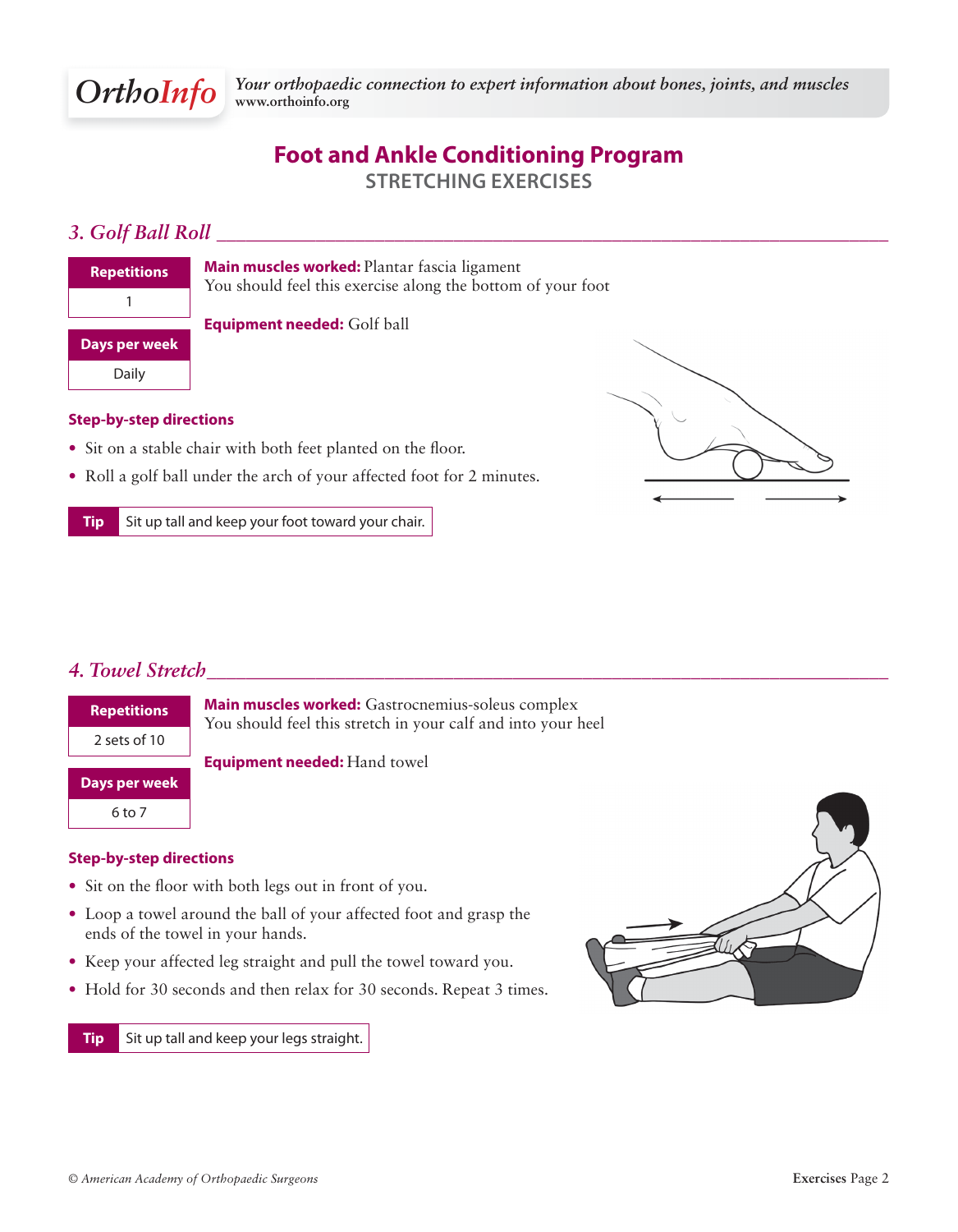# Foot and Ankle Conditioning Program

## STRETCHING EXERCISES

### *3. Golf Ball Roll*

| Repetitions |
|---|
| 1 |

| Days per week |
|---|
| Daily |

**Main muscles worked:** Plantar fascia ligament
You should feel this exercise along the bottom of your foot

**Equipment needed:** Golf ball

**Step-by-step directions**

- Sit on a stable chair with both feet planted on the floor.
- Roll a golf ball under the arch of your affected foot for 2 minutes.

**Tip** Sit up tall and keep your foot toward your chair.

### *4. Towel Stretch*

| Repetitions |
|---|
| 2 sets of 10 |

| Days per week |
|---|
| 6 to 7 |

**Main muscles worked:** Gastrocnemius-soleus complex
You should feel this stretch in your calf and into your heel

**Equipment needed:** Hand towel

**Step-by-step directions**

- Sit on the floor with both legs out in front of you.
- Loop a towel around the ball of your affected foot and grasp the ends of the towel in your hands.
- Keep your affected leg straight and pull the towel toward you.
- Hold for 30 seconds and then relax for 30 seconds. Repeat 3 times.

**Tip** Sit up tall and keep your legs straight.

*© American Academy of Orthopaedic Surgeons*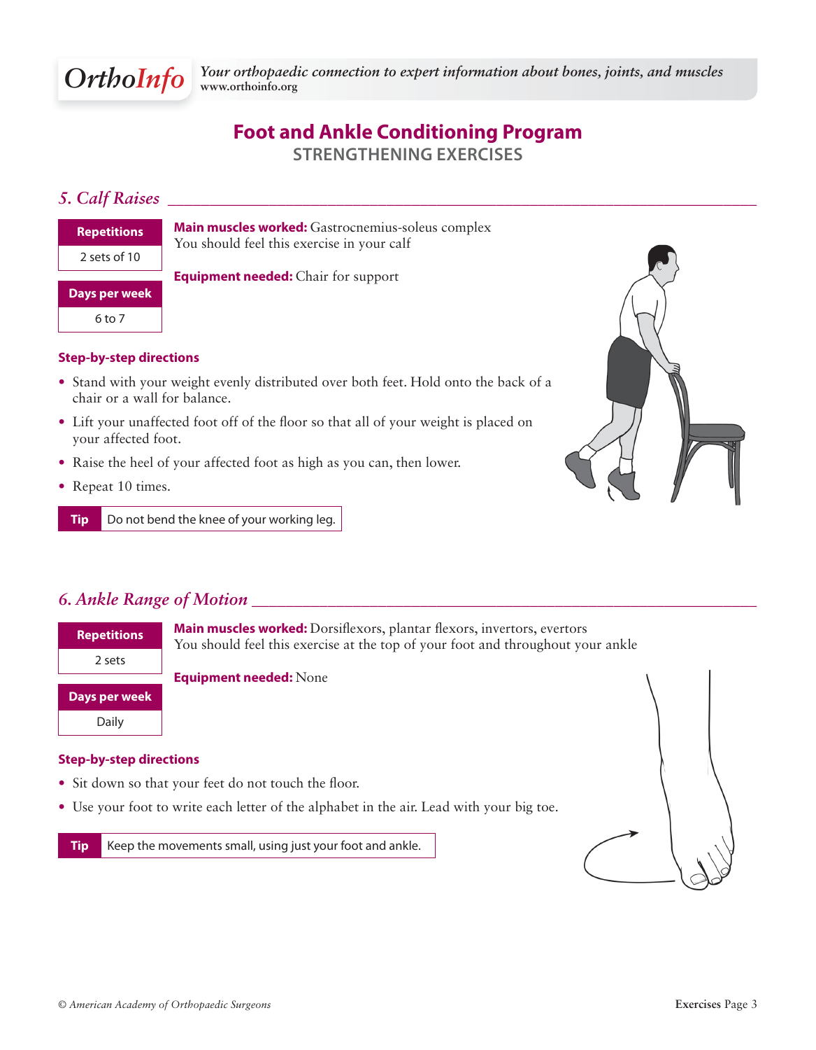# Foot and Ankle Conditioning Program

## STRENGTHENING EXERCISES

### *5. Calf Raises*

| Repetitions |
| --- |
| 2 sets of 10 |

| Days per week |
| --- |
| 6 to 7 |

**Main muscles worked:** Gastrocnemius-soleus complex
You should feel this exercise in your calf

**Equipment needed:** Chair for support

**Step-by-step directions**

- Stand with your weight evenly distributed over both feet. Hold onto the back of a chair or a wall for balance.
- Lift your unaffected foot off of the floor so that all of your weight is placed on your affected foot.
- Raise the heel of your affected foot as high as you can, then lower.
- Repeat 10 times.

**Tip** Do not bend the knee of your working leg.

### *6. Ankle Range of Motion*

| Repetitions |
| --- |
| 2 sets |

| Days per week |
| --- |
| Daily |

**Main muscles worked:** Dorsiflexors, plantar flexors, invertors, evertors
You should feel this exercise at the top of your foot and throughout your ankle

**Equipment needed:** None

**Step-by-step directions**

- Sit down so that your feet do not touch the floor.
- Use your foot to write each letter of the alphabet in the air. Lead with your big toe.

**Tip** Keep the movements small, using just your foot and ankle.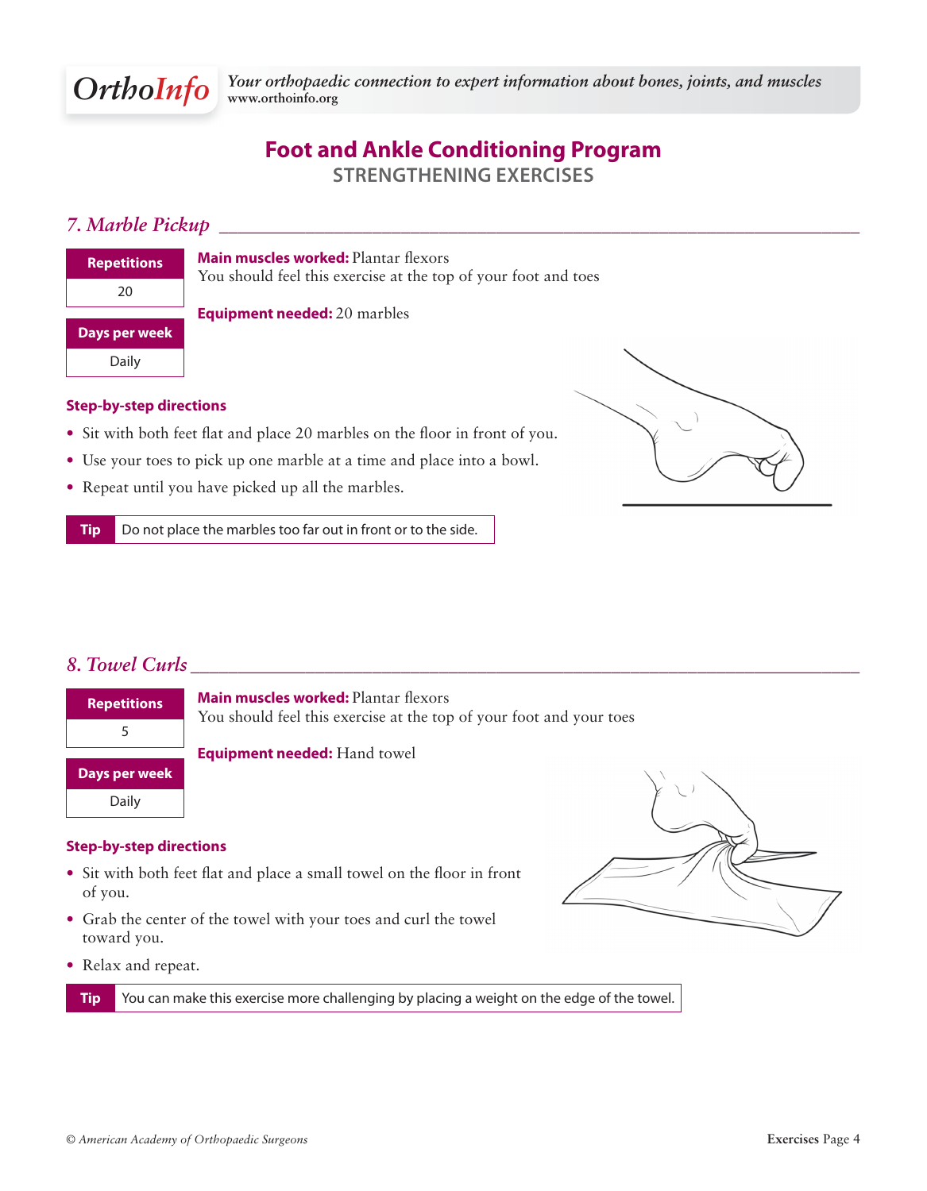# Foot and Ankle Conditioning Program

## STRENGTHENING EXERCISES

### *7. Marble Pickup*

| Repetitions |
| --- |
| 20 |

| Days per week |
| --- |
| Daily |

**Main muscles worked:** Plantar flexors
You should feel this exercise at the top of your foot and toes

**Equipment needed:** 20 marbles

**Step-by-step directions**

- Sit with both feet flat and place 20 marbles on the floor in front of you.
- Use your toes to pick up one marble at a time and place into a bowl.
- Repeat until you have picked up all the marbles.

**Tip** Do not place the marbles too far out in front or to the side.

### *8. Towel Curls*

| Repetitions |
| --- |
| 5 |

| Days per week |
| --- |
| Daily |

**Main muscles worked:** Plantar flexors
You should feel this exercise at the top of your foot and your toes

**Equipment needed:** Hand towel

**Step-by-step directions**

- Sit with both feet flat and place a small towel on the floor in front of you.
- Grab the center of the towel with your toes and curl the towel toward you.
- Relax and repeat.

**Tip** You can make this exercise more challenging by placing a weight on the edge of the towel.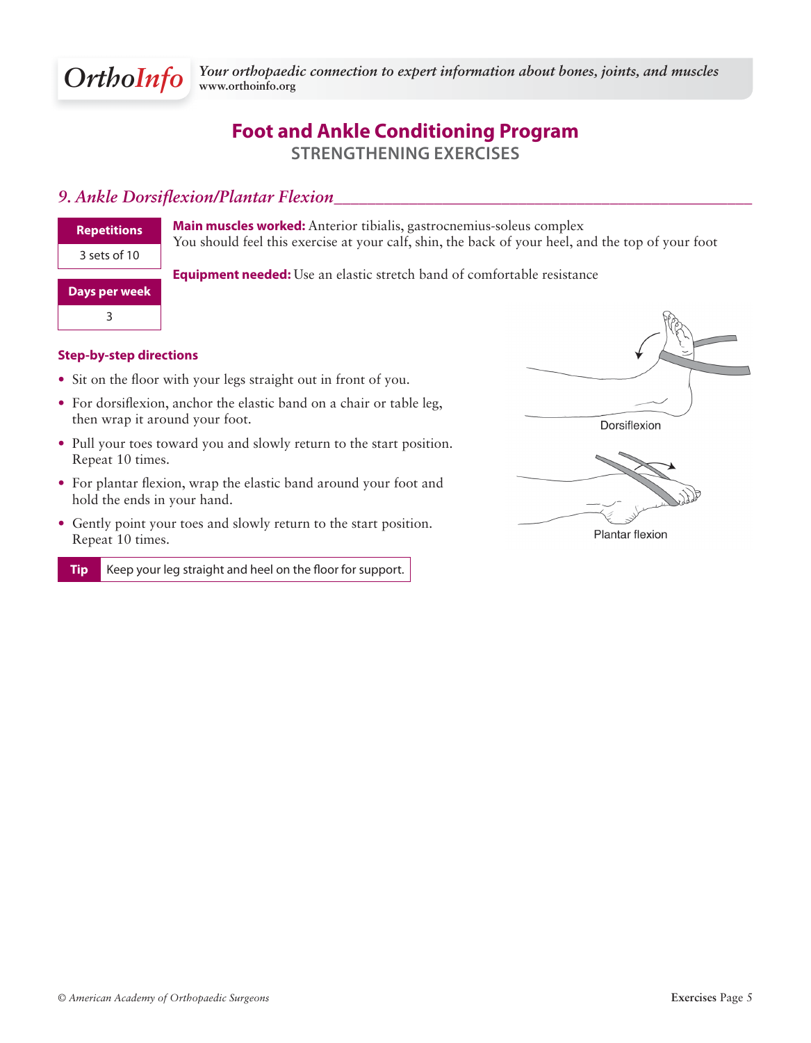# Foot and Ankle Conditioning Program

## STRENGTHENING EXERCISES

### *9. Ankle Dorsiflexion/Plantar Flexion*

| Repetitions |
| --- |
| 3 sets of 10 |

| Days per week |
| --- |
| 3 |

**Main muscles worked:** Anterior tibialis, gastrocnemius-soleus complex
You should feel this exercise at your calf, shin, the back of your heel, and the top of your foot

**Equipment needed:** Use an elastic stretch band of comfortable resistance

**Step-by-step directions**

- Sit on the floor with your legs straight out in front of you.
- For dorsiflexion, anchor the elastic band on a chair or table leg, then wrap it around your foot.
- Pull your toes toward you and slowly return to the start position. Repeat 10 times.
- For plantar flexion, wrap the elastic band around your foot and hold the ends in your hand.
- Gently point your toes and slowly return to the start position. Repeat 10 times.

**Tip** Keep your leg straight and heel on the floor for support.

Dorsiflexion

Plantar flexion

© American Academy of Orthopaedic Surgeons